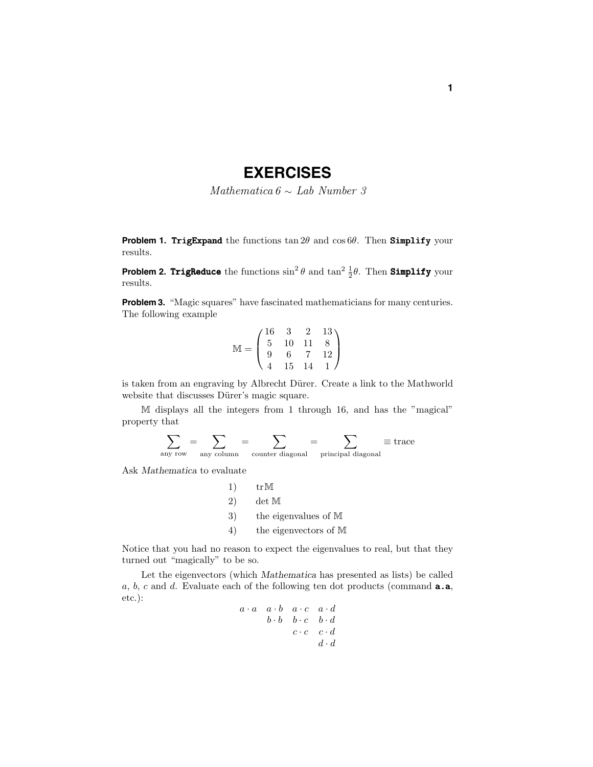# EXERCISES

*Mathematica 6 ~ Lab Number 3*

**Problem 1.** **`TrigExpand`** the functions $\tan 2\theta$ and $\cos 6\theta$. Then **`Simplify`** your results.

**Problem 2.** **`TrigReduce`** the functions $\sin^2\theta$ and $\tan^2\frac{1}{2}\theta$. Then **`Simplify`** your results.

**Problem 3.** "Magic squares" have fascinated mathematicians for many centuries. The following example

$$\mathbb{M} = \begin{pmatrix} 16 & 3 & 2 & 13 \\ 5 & 10 & 11 & 8 \\ 9 & 6 & 7 & 12 \\ 4 & 15 & 14 & 1 \end{pmatrix}$$

is taken from an engraving by Albrecht Dürer. Create a link to the Mathworld website that discusses Dürer's magic square.

$\mathbb{M}$ displays all the integers from 1 through 16, and has the "magical" property that

$$\sum_{\text{any row}} = \sum_{\text{any column}} = \sum_{\text{counter diagonal}} = \sum_{\text{principal diagonal}} \equiv \text{trace}$$

Ask *Mathematica* to evaluate

1) $\text{tr}\,\mathbb{M}$
2) $\det\mathbb{M}$
3) the eigenvalues of $\mathbb{M}$
4) the eigenvectors of $\mathbb{M}$

Notice that you had no reason to expect the eigenvalues to real, but that they turned out "magically" to be so.

Let the eigenvectors (which *Mathematica* has presented as lists) be called $a$, $b$, $c$ and $d$. Evaluate each of the following ten dot products (command **`a.a`**, etc.):

$$\begin{matrix} a\cdot a & a\cdot b & a\cdot c & a\cdot d \\ & b\cdot b & b\cdot c & b\cdot d \\ & & c\cdot c & c\cdot d \\ & & & d\cdot d \end{matrix}$$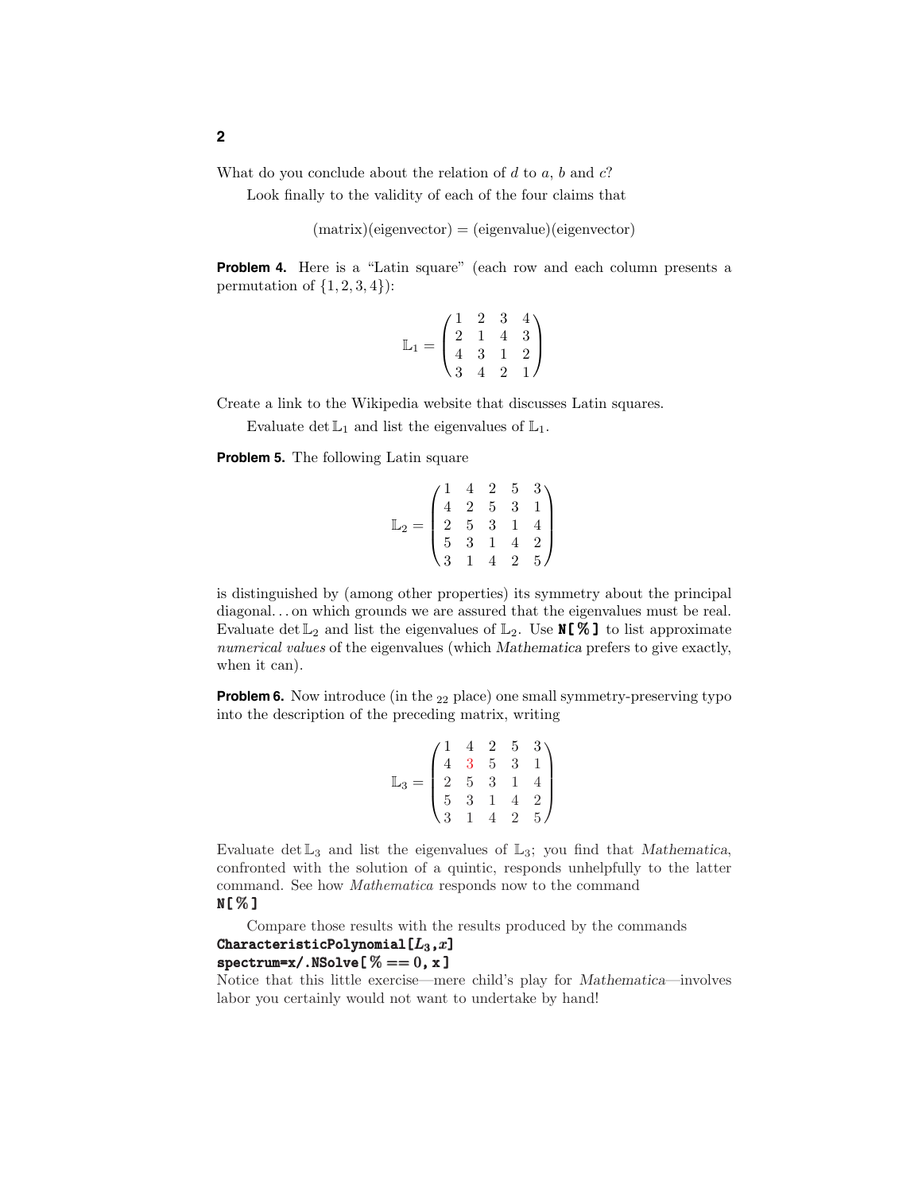What do you conclude about the relation of $d$ to $a$, $b$ and $c$?

Look finally to the validity of each of the four claims that

$$\text{(matrix)(eigenvector)} = \text{(eigenvalue)(eigenvector)}$$

**Problem 4.** Here is a "Latin square" (each row and each column presents a permutation of $\{1, 2, 3, 4\}$):

$$\mathbb{L}_1 = \begin{pmatrix} 1 & 2 & 3 & 4 \\ 2 & 1 & 4 & 3 \\ 4 & 3 & 1 & 2 \\ 3 & 4 & 2 & 1 \end{pmatrix}$$

Create a link to the Wikipedia website that discusses Latin squares.

Evaluate $\det \mathbb{L}_1$ and list the eigenvalues of $\mathbb{L}_1$.

**Problem 5.** The following Latin square

$$\mathbb{L}_2 = \begin{pmatrix} 1 & 4 & 2 & 5 & 3 \\ 4 & 2 & 5 & 3 & 1 \\ 2 & 5 & 3 & 1 & 4 \\ 5 & 3 & 1 & 4 & 2 \\ 3 & 1 & 4 & 2 & 5 \end{pmatrix}$$

is distinguished by (among other properties) its symmetry about the principal diagonal. . . on which grounds we are assured that the eigenvalues must be real. Evaluate $\det \mathbb{L}_2$ and list the eigenvalues of $\mathbb{L}_2$. Use **N[%]** to list approximate *numerical values* of the eigenvalues (which *Mathematica* prefers to give exactly, when it can).

**Problem 6.** Now introduce (in the $_{22}$ place) one small symmetry-preserving typo into the description of the preceding matrix, writing

$$\mathbb{L}_3 = \begin{pmatrix} 1 & 4 & 2 & 5 & 3 \\ 4 & 3 & 5 & 3 & 1 \\ 2 & 5 & 3 & 1 & 4 \\ 5 & 3 & 1 & 4 & 2 \\ 3 & 1 & 4 & 2 & 5 \end{pmatrix}$$

Evaluate $\det \mathbb{L}_3$ and list the eigenvalues of $\mathbb{L}_3$; you find that *Mathematica*, confronted with the solution of a quintic, responds unhelpfully to the latter command. See how *Mathematica* responds now to the command
**N[%]**

Compare those results with the results produced by the commands
**CharacteristicPolynomial[$L_3$,$x$]**
**spectrum=x/.NSolve[% == 0, x]**
Notice that this little exercise—mere child's play for *Mathematica*—involves labor you certainly would not want to undertake by hand!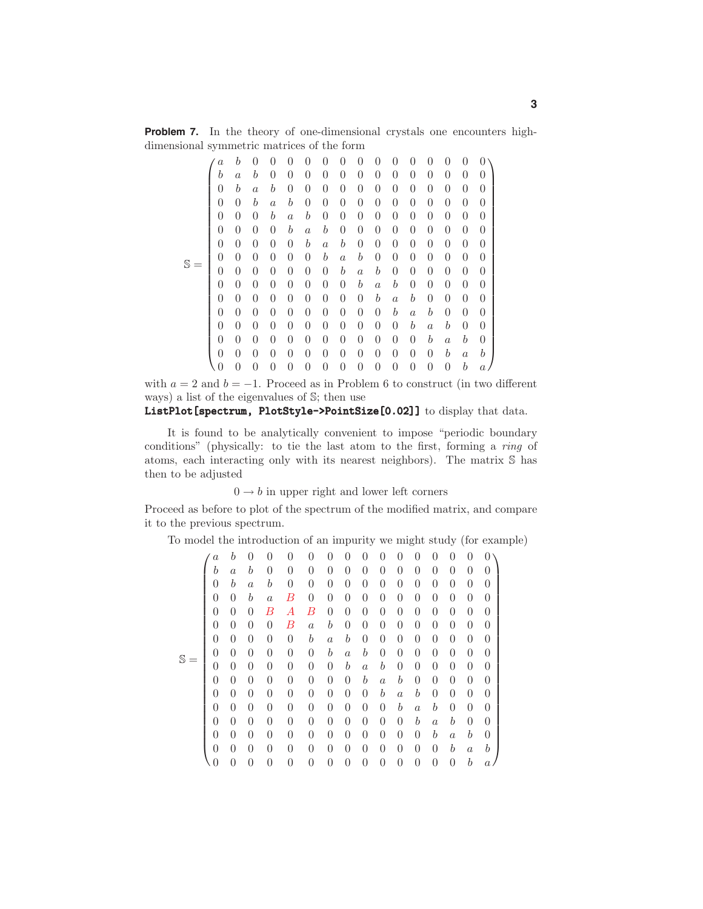**Problem 7.** In the theory of one-dimensional crystals one encounters high-dimensional symmetric matrices of the form

$$
\mathbb{S} = \begin{pmatrix}
a & b & 0 & 0 & 0 & 0 & 0 & 0 & 0 & 0 & 0 & 0 & 0 & 0 & 0 & 0\\
b & a & b & 0 & 0 & 0 & 0 & 0 & 0 & 0 & 0 & 0 & 0 & 0 & 0 & 0\\
0 & b & a & b & 0 & 0 & 0 & 0 & 0 & 0 & 0 & 0 & 0 & 0 & 0 & 0\\
0 & 0 & b & a & b & 0 & 0 & 0 & 0 & 0 & 0 & 0 & 0 & 0 & 0 & 0\\
0 & 0 & 0 & b & a & b & 0 & 0 & 0 & 0 & 0 & 0 & 0 & 0 & 0 & 0\\
0 & 0 & 0 & 0 & b & a & b & 0 & 0 & 0 & 0 & 0 & 0 & 0 & 0 & 0\\
0 & 0 & 0 & 0 & 0 & b & a & b & 0 & 0 & 0 & 0 & 0 & 0 & 0 & 0\\
0 & 0 & 0 & 0 & 0 & 0 & b & a & b & 0 & 0 & 0 & 0 & 0 & 0 & 0\\
0 & 0 & 0 & 0 & 0 & 0 & 0 & b & a & b & 0 & 0 & 0 & 0 & 0 & 0\\
0 & 0 & 0 & 0 & 0 & 0 & 0 & 0 & b & a & b & 0 & 0 & 0 & 0 & 0\\
0 & 0 & 0 & 0 & 0 & 0 & 0 & 0 & 0 & b & a & b & 0 & 0 & 0 & 0\\
0 & 0 & 0 & 0 & 0 & 0 & 0 & 0 & 0 & 0 & b & a & b & 0 & 0 & 0\\
0 & 0 & 0 & 0 & 0 & 0 & 0 & 0 & 0 & 0 & 0 & b & a & b & 0 & 0\\
0 & 0 & 0 & 0 & 0 & 0 & 0 & 0 & 0 & 0 & 0 & 0 & b & a & b & 0\\
0 & 0 & 0 & 0 & 0 & 0 & 0 & 0 & 0 & 0 & 0 & 0 & 0 & b & a & b\\
0 & 0 & 0 & 0 & 0 & 0 & 0 & 0 & 0 & 0 & 0 & 0 & 0 & 0 & b & a
\end{pmatrix}
$$

with $a = 2$ and $b = -1$. Proceed as in Problem 6 to construct (in two different ways) a list of the eigenvalues of $\mathbb{S}$; then use
**ListPlot[spectrum, PlotStyle->PointSize[0.02]]** to display that data.

It is found to be analytically convenient to impose "periodic boundary conditions" (physically: to tie the last atom to the first, forming a *ring* of atoms, each interacting only with its nearest neighbors). The matrix $\mathbb{S}$ has then to be adjusted

$$0 \to b \text{ in upper right and lower left corners}$$

Proceed as before to plot of the spectrum of the modified matrix, and compare it to the previous spectrum.

To model the introduction of an impurity we might study (for example)

$$
\mathbb{S} = \begin{pmatrix}
a & b & 0 & 0 & 0 & 0 & 0 & 0 & 0 & 0 & 0 & 0 & 0 & 0 & 0 & 0\\
b & a & b & 0 & 0 & 0 & 0 & 0 & 0 & 0 & 0 & 0 & 0 & 0 & 0 & 0\\
0 & b & a & b & 0 & 0 & 0 & 0 & 0 & 0 & 0 & 0 & 0 & 0 & 0 & 0\\
0 & 0 & b & a & B & 0 & 0 & 0 & 0 & 0 & 0 & 0 & 0 & 0 & 0 & 0\\
0 & 0 & 0 & B & A & B & 0 & 0 & 0 & 0 & 0 & 0 & 0 & 0 & 0 & 0\\
0 & 0 & 0 & 0 & B & a & b & 0 & 0 & 0 & 0 & 0 & 0 & 0 & 0 & 0\\
0 & 0 & 0 & 0 & 0 & b & a & b & 0 & 0 & 0 & 0 & 0 & 0 & 0 & 0\\
0 & 0 & 0 & 0 & 0 & 0 & b & a & b & 0 & 0 & 0 & 0 & 0 & 0 & 0\\
0 & 0 & 0 & 0 & 0 & 0 & 0 & b & a & b & 0 & 0 & 0 & 0 & 0 & 0\\
0 & 0 & 0 & 0 & 0 & 0 & 0 & 0 & b & a & b & 0 & 0 & 0 & 0 & 0\\
0 & 0 & 0 & 0 & 0 & 0 & 0 & 0 & 0 & b & a & b & 0 & 0 & 0 & 0\\
0 & 0 & 0 & 0 & 0 & 0 & 0 & 0 & 0 & 0 & b & a & b & 0 & 0 & 0\\
0 & 0 & 0 & 0 & 0 & 0 & 0 & 0 & 0 & 0 & 0 & b & a & b & 0 & 0\\
0 & 0 & 0 & 0 & 0 & 0 & 0 & 0 & 0 & 0 & 0 & 0 & b & a & b & 0\\
0 & 0 & 0 & 0 & 0 & 0 & 0 & 0 & 0 & 0 & 0 & 0 & 0 & b & a & b\\
0 & 0 & 0 & 0 & 0 & 0 & 0 & 0 & 0 & 0 & 0 & 0 & 0 & 0 & b & a
\end{pmatrix}
$$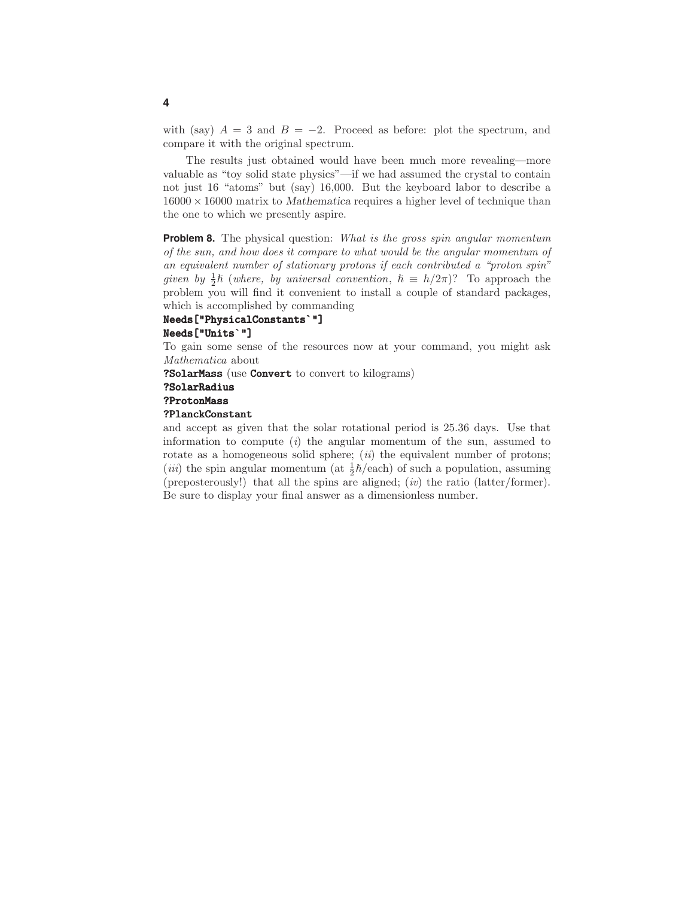with (say) $A = 3$ and $B = -2$. Proceed as before: plot the spectrum, and compare it with the original spectrum.

The results just obtained would have been much more revealing—more valuable as "toy solid state physics"—if we had assumed the crystal to contain not just 16 "atoms" but (say) 16,000. But the keyboard labor to describe a $16000 \times 16000$ matrix to *Mathematica* requires a higher level of technique than the one to which we presently aspire.

**Problem 8.** The physical question: *What is the gross spin angular momentum of the sun, and how does it compare to what would be the angular momentum of an equivalent number of stationary protons if each contributed a "proton spin" given by* $\frac{1}{2}\hbar$ (*where, by universal convention,* $\hbar \equiv h/2\pi$)? To approach the problem you will find it convenient to install a couple of standard packages, which is accomplished by commanding

```
Needs["PhysicalConstants`"]
Needs["Units`"]
```

To gain some sense of the resources now at your command, you might ask *Mathematica* about

**?SolarMass** (use **Convert** to convert to kilograms)
**?SolarRadius**
**?ProtonMass**
**?PlanckConstant**

and accept as given that the solar rotational period is 25.36 days. Use that information to compute (*i*) the angular momentum of the sun, assumed to rotate as a homogeneous solid sphere; (*ii*) the equivalent number of protons; (*iii*) the spin angular momentum (at $\frac{1}{2}\hbar$/each) of such a population, assuming (preposterously!) that all the spins are aligned; (*iv*) the ratio (latter/former). Be sure to display your final answer as a dimensionless number.